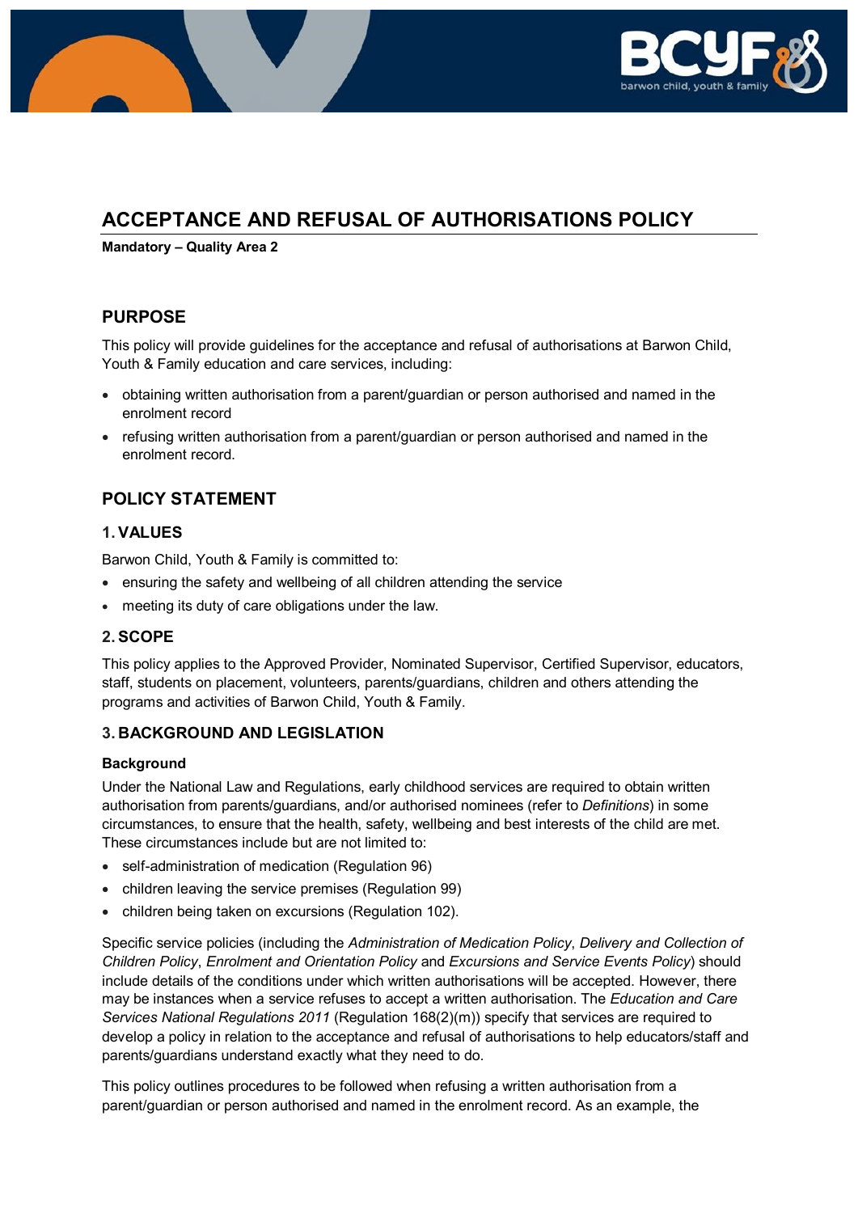# ACCEPTANCE AND REFUSAL OF AUTHORISATIONS POLICY

**Mandatory – Quality Area 2**

## PURPOSE

This policy will provide guidelines for the acceptance and refusal of authorisations at Barwon Child, Youth & Family education and care services, including:

- obtaining written authorisation from a parent/guardian or person authorised and named in the enrolment record
- refusing written authorisation from a parent/guardian or person authorised and named in the enrolment record.

## POLICY STATEMENT

### 1. VALUES

Barwon Child, Youth & Family is committed to:

- ensuring the safety and wellbeing of all children attending the service
- meeting its duty of care obligations under the law.

### 2. SCOPE

This policy applies to the Approved Provider, Nominated Supervisor, Certified Supervisor, educators, staff, students on placement, volunteers, parents/guardians, children and others attending the programs and activities of Barwon Child, Youth & Family.

### 3. BACKGROUND AND LEGISLATION

**Background**

Under the National Law and Regulations, early childhood services are required to obtain written authorisation from parents/guardians, and/or authorised nominees (refer to *Definitions*) in some circumstances, to ensure that the health, safety, wellbeing and best interests of the child are met. These circumstances include but are not limited to:

- self-administration of medication (Regulation 96)
- children leaving the service premises (Regulation 99)
- children being taken on excursions (Regulation 102).

Specific service policies (including the *Administration of Medication Policy*, *Delivery and Collection of Children Policy*, *Enrolment and Orientation Policy* and *Excursions and Service Events Policy*) should include details of the conditions under which written authorisations will be accepted. However, there may be instances when a service refuses to accept a written authorisation. The *Education and Care Services National Regulations 2011* (Regulation 168(2)(m)) specify that services are required to develop a policy in relation to the acceptance and refusal of authorisations to help educators/staff and parents/guardians understand exactly what they need to do.

This policy outlines procedures to be followed when refusing a written authorisation from a parent/guardian or person authorised and named in the enrolment record. As an example, the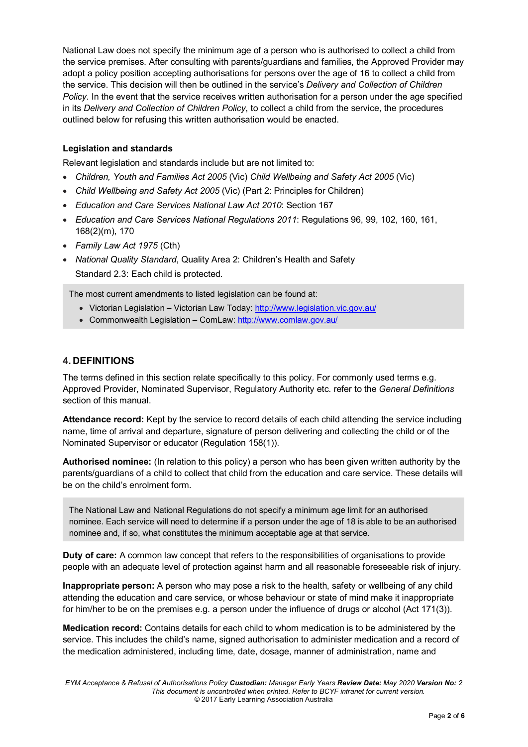National Law does not specify the minimum age of a person who is authorised to collect a child from the service premises. After consulting with parents/guardians and families, the Approved Provider may adopt a policy position accepting authorisations for persons over the age of 16 to collect a child from the service. This decision will then be outlined in the service's *Delivery and Collection of Children Policy*. In the event that the service receives written authorisation for a person under the age specified in its *Delivery and Collection of Children Policy*, to collect a child from the service, the procedures outlined below for refusing this written authorisation would be enacted.

**Legislation and standards**

Relevant legislation and standards include but are not limited to:

- *Children, Youth and Families Act 2005* (Vic) *Child Wellbeing and Safety Act 2005* (Vic)
- *Child Wellbeing and Safety Act 2005* (Vic) (Part 2: Principles for Children)
- *Education and Care Services National Law Act 2010*: Section 167
- *Education and Care Services National Regulations 2011*: Regulations 96, 99, 102, 160, 161, 168(2)(m), 170
- *Family Law Act 1975* (Cth)
- *National Quality Standard*, Quality Area 2: Children's Health and Safety
  Standard 2.3: Each child is protected.

> The most current amendments to listed legislation can be found at:
> - Victorian Legislation – Victorian Law Today: http://www.legislation.vic.gov.au/
> - Commonwealth Legislation – ComLaw: http://www.comlaw.gov.au/

## 4. DEFINITIONS

The terms defined in this section relate specifically to this policy. For commonly used terms e.g. Approved Provider, Nominated Supervisor, Regulatory Authority etc. refer to the *General Definitions* section of this manual.

**Attendance record:** Kept by the service to record details of each child attending the service including name, time of arrival and departure, signature of person delivering and collecting the child or of the Nominated Supervisor or educator (Regulation 158(1)).

**Authorised nominee:** (In relation to this policy) a person who has been given written authority by the parents/guardians of a child to collect that child from the education and care service. These details will be on the child's enrolment form.

> The National Law and National Regulations do not specify a minimum age limit for an authorised nominee. Each service will need to determine if a person under the age of 18 is able to be an authorised nominee and, if so, what constitutes the minimum acceptable age at that service.

**Duty of care:** A common law concept that refers to the responsibilities of organisations to provide people with an adequate level of protection against harm and all reasonable foreseeable risk of injury.

**Inappropriate person:** A person who may pose a risk to the health, safety or wellbeing of any child attending the education and care service, or whose behaviour or state of mind make it inappropriate for him/her to be on the premises e.g. a person under the influence of drugs or alcohol (Act 171(3)).

**Medication record:** Contains details for each child to whom medication is to be administered by the service. This includes the child's name, signed authorisation to administer medication and a record of the medication administered, including time, date, dosage, manner of administration, name and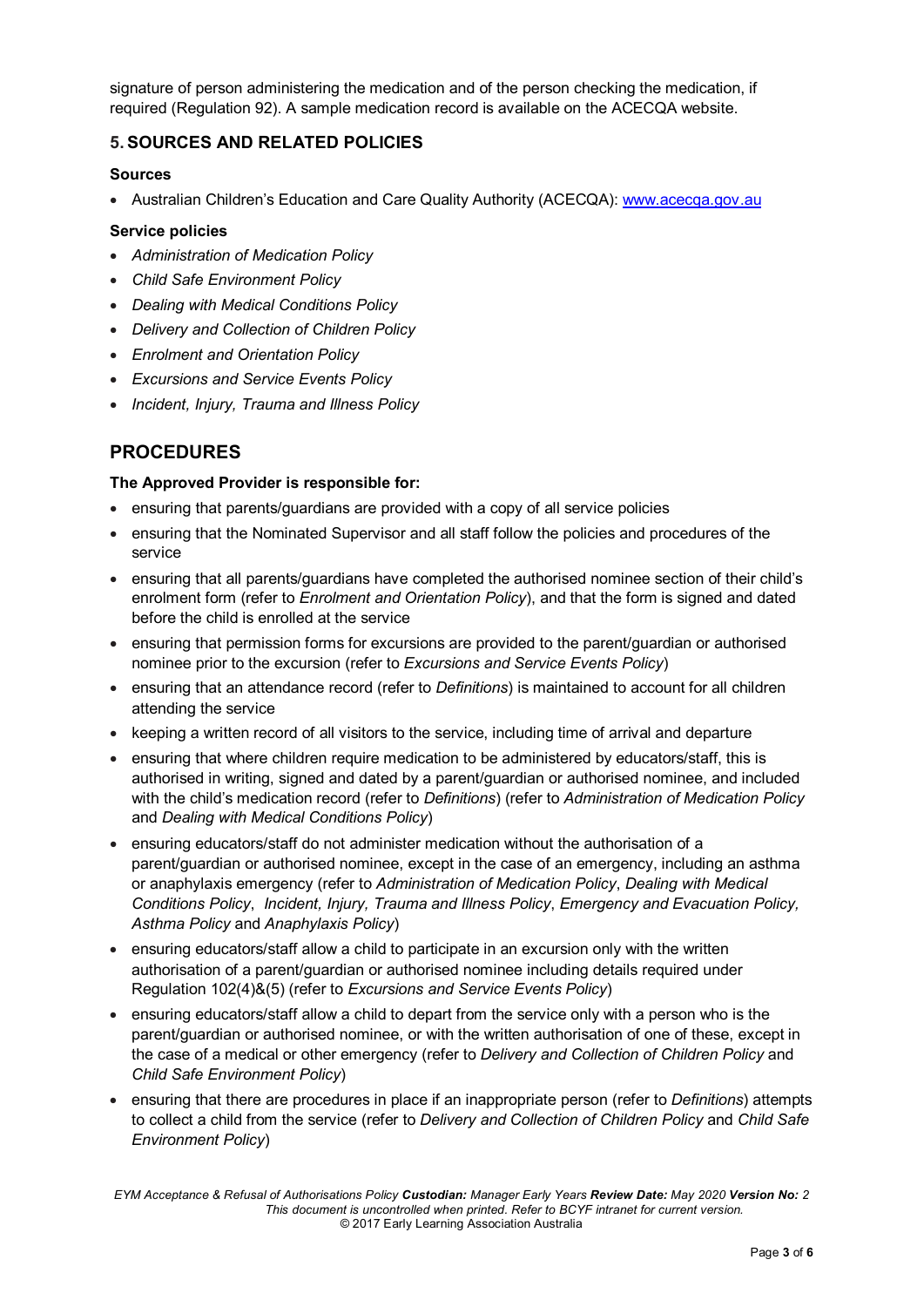signature of person administering the medication and of the person checking the medication, if required (Regulation 92). A sample medication record is available on the ACECQA website.

## 5. SOURCES AND RELATED POLICIES

### Sources

- Australian Children's Education and Care Quality Authority (ACECQA): www.acecqa.gov.au

### Service policies

- *Administration of Medication Policy*
- *Child Safe Environment Policy*
- *Dealing with Medical Conditions Policy*
- *Delivery and Collection of Children Policy*
- *Enrolment and Orientation Policy*
- *Excursions and Service Events Policy*
- *Incident, Injury, Trauma and Illness Policy*

# PROCEDURES

**The Approved Provider is responsible for:**

- ensuring that parents/guardians are provided with a copy of all service policies
- ensuring that the Nominated Supervisor and all staff follow the policies and procedures of the service
- ensuring that all parents/guardians have completed the authorised nominee section of their child's enrolment form (refer to *Enrolment and Orientation Policy*), and that the form is signed and dated before the child is enrolled at the service
- ensuring that permission forms for excursions are provided to the parent/guardian or authorised nominee prior to the excursion (refer to *Excursions and Service Events Policy*)
- ensuring that an attendance record (refer to *Definitions*) is maintained to account for all children attending the service
- keeping a written record of all visitors to the service, including time of arrival and departure
- ensuring that where children require medication to be administered by educators/staff, this is authorised in writing, signed and dated by a parent/guardian or authorised nominee, and included with the child's medication record (refer to *Definitions*) (refer to *Administration of Medication Policy* and *Dealing with Medical Conditions Policy*)
- ensuring educators/staff do not administer medication without the authorisation of a parent/guardian or authorised nominee, except in the case of an emergency, including an asthma or anaphylaxis emergency (refer to *Administration of Medication Policy*, *Dealing with Medical Conditions Policy*, *Incident, Injury, Trauma and Illness Policy*, *Emergency and Evacuation Policy, Asthma Policy* and *Anaphylaxis Policy*)
- ensuring educators/staff allow a child to participate in an excursion only with the written authorisation of a parent/guardian or authorised nominee including details required under Regulation 102(4)&(5) (refer to *Excursions and Service Events Policy*)
- ensuring educators/staff allow a child to depart from the service only with a person who is the parent/guardian or authorised nominee, or with the written authorisation of one of these, except in the case of a medical or other emergency (refer to *Delivery and Collection of Children Policy* and *Child Safe Environment Policy*)
- ensuring that there are procedures in place if an inappropriate person (refer to *Definitions*) attempts to collect a child from the service (refer to *Delivery and Collection of Children Policy* and *Child Safe Environment Policy*)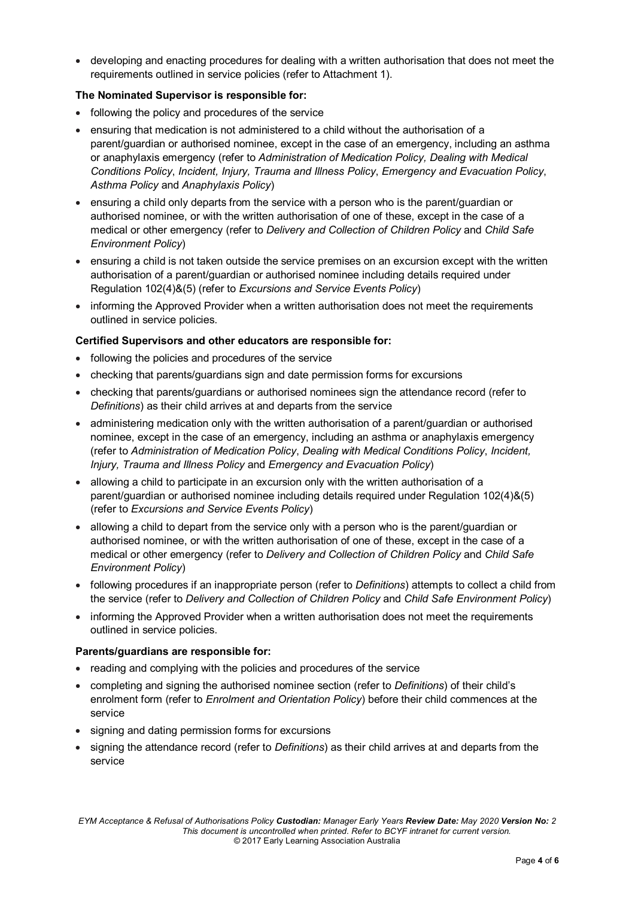- developing and enacting procedures for dealing with a written authorisation that does not meet the requirements outlined in service policies (refer to Attachment 1).

**The Nominated Supervisor is responsible for:**

- following the policy and procedures of the service
- ensuring that medication is not administered to a child without the authorisation of a parent/guardian or authorised nominee, except in the case of an emergency, including an asthma or anaphylaxis emergency (refer to *Administration of Medication Policy, Dealing with Medical Conditions Policy*, *Incident, Injury, Trauma and Illness Policy*, *Emergency and Evacuation Policy*, *Asthma Policy* and *Anaphylaxis Policy*)
- ensuring a child only departs from the service with a person who is the parent/guardian or authorised nominee, or with the written authorisation of one of these, except in the case of a medical or other emergency (refer to *Delivery and Collection of Children Policy* and *Child Safe Environment Policy*)
- ensuring a child is not taken outside the service premises on an excursion except with the written authorisation of a parent/guardian or authorised nominee including details required under Regulation 102(4)&(5) (refer to *Excursions and Service Events Policy*)
- informing the Approved Provider when a written authorisation does not meet the requirements outlined in service policies.

**Certified Supervisors and other educators are responsible for:**

- following the policies and procedures of the service
- checking that parents/guardians sign and date permission forms for excursions
- checking that parents/guardians or authorised nominees sign the attendance record (refer to *Definitions*) as their child arrives at and departs from the service
- administering medication only with the written authorisation of a parent/guardian or authorised nominee, except in the case of an emergency, including an asthma or anaphylaxis emergency (refer to *Administration of Medication Policy*, *Dealing with Medical Conditions Policy*, *Incident, Injury, Trauma and Illness Policy* and *Emergency and Evacuation Policy*)
- allowing a child to participate in an excursion only with the written authorisation of a parent/guardian or authorised nominee including details required under Regulation 102(4)&(5) (refer to *Excursions and Service Events Policy*)
- allowing a child to depart from the service only with a person who is the parent/guardian or authorised nominee, or with the written authorisation of one of these, except in the case of a medical or other emergency (refer to *Delivery and Collection of Children Policy* and *Child Safe Environment Policy*)
- following procedures if an inappropriate person (refer to *Definitions*) attempts to collect a child from the service (refer to *Delivery and Collection of Children Policy* and *Child Safe Environment Policy*)
- informing the Approved Provider when a written authorisation does not meet the requirements outlined in service policies.

**Parents/guardians are responsible for:**

- reading and complying with the policies and procedures of the service
- completing and signing the authorised nominee section (refer to *Definitions*) of their child's enrolment form (refer to *Enrolment and Orientation Policy*) before their child commences at the service
- signing and dating permission forms for excursions
- signing the attendance record (refer to *Definitions*) as their child arrives at and departs from the service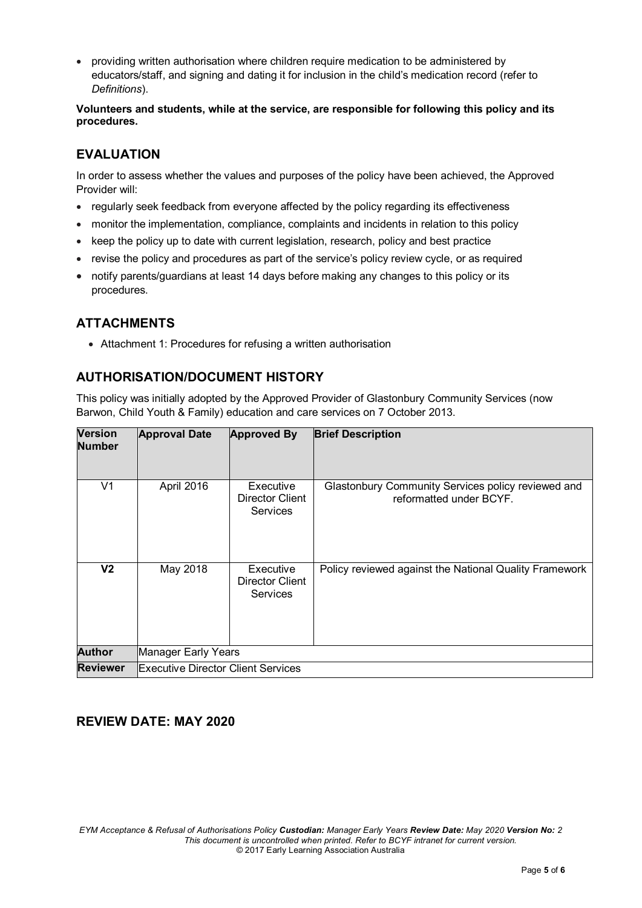- providing written authorisation where children require medication to be administered by educators/staff, and signing and dating it for inclusion in the child's medication record (refer to *Definitions*).

**Volunteers and students, while at the service, are responsible for following this policy and its procedures.**

## EVALUATION

In order to assess whether the values and purposes of the policy have been achieved, the Approved Provider will:

- regularly seek feedback from everyone affected by the policy regarding its effectiveness
- monitor the implementation, compliance, complaints and incidents in relation to this policy
- keep the policy up to date with current legislation, research, policy and best practice
- revise the policy and procedures as part of the service's policy review cycle, or as required
- notify parents/guardians at least 14 days before making any changes to this policy or its procedures.

## ATTACHMENTS

- Attachment 1: Procedures for refusing a written authorisation

## AUTHORISATION/DOCUMENT HISTORY

This policy was initially adopted by the Approved Provider of Glastonbury Community Services (now Barwon, Child Youth & Family) education and care services on 7 October 2013.

| Version Number | Approval Date | Approved By | Brief Description |
|---|---|---|---|
| V1 | April 2016 | Executive Director Client Services | Glastonbury Community Services policy reviewed and reformatted under BCYF. |
| **V2** | May 2018 | Executive Director Client Services | Policy reviewed against the National Quality Framework |
| **Author** | Manager Early Years | | |
| **Reviewer** | Executive Director Client Services | | |

## REVIEW DATE: MAY 2020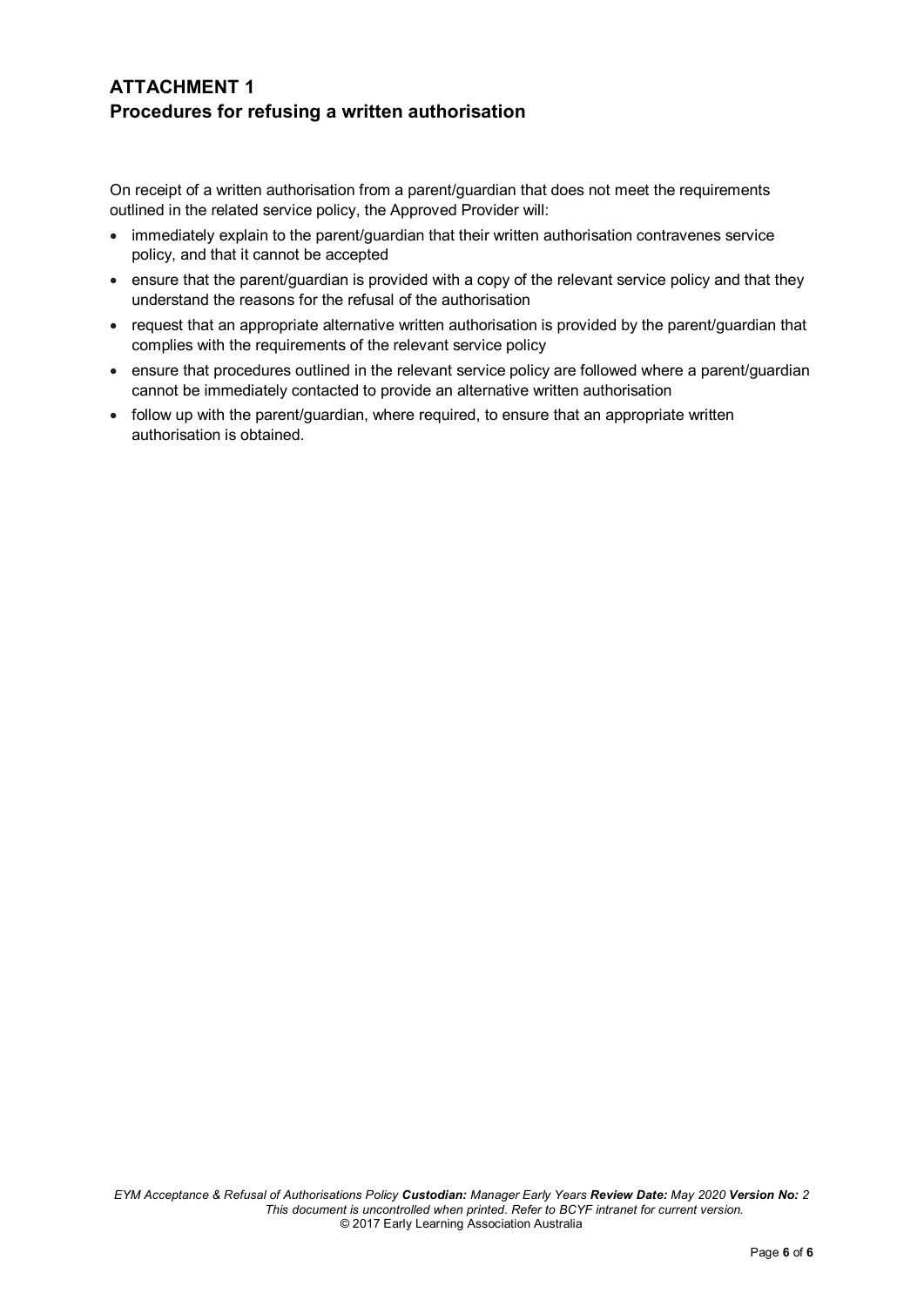## ATTACHMENT 1
## Procedures for refusing a written authorisation

On receipt of a written authorisation from a parent/guardian that does not meet the requirements outlined in the related service policy, the Approved Provider will:

- immediately explain to the parent/guardian that their written authorisation contravenes service policy, and that it cannot be accepted
- ensure that the parent/guardian is provided with a copy of the relevant service policy and that they understand the reasons for the refusal of the authorisation
- request that an appropriate alternative written authorisation is provided by the parent/guardian that complies with the requirements of the relevant service policy
- ensure that procedures outlined in the relevant service policy are followed where a parent/guardian cannot be immediately contacted to provide an alternative written authorisation
- follow up with the parent/guardian, where required, to ensure that an appropriate written authorisation is obtained.